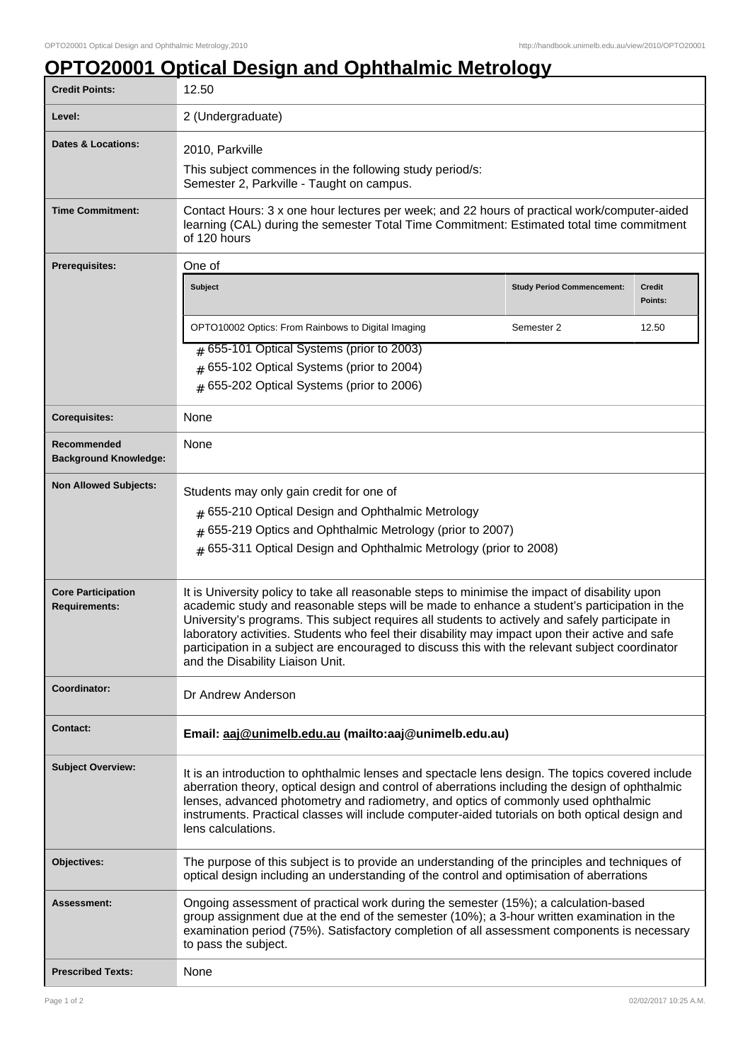# OPTO20001 Optical Design and Ophthalmic Metrology

| | |
|---|---|
| **Credit Points:** | 12.50 |
| **Level:** | 2 (Undergraduate) |
| **Dates & Locations:** | 2010, Parkville<br>This subject commences in the following study period/s:<br>Semester 2, Parkville - Taught on campus. |
| **Time Commitment:** | Contact Hours: 3 x one hour lectures per week; and 22 hours of practical work/computer-aided learning (CAL) during the semester Total Time Commitment: Estimated total time commitment of 120 hours |
| **Prerequisites:** | One of<br>**Subject** / **Study Period Commencement:** / **Credit Points:**<br>OPTO10002 Optics: From Rainbows to Digital Imaging / Semester 2 / 12.50<br># 655-101 Optical Systems (prior to 2003)<br># 655-102 Optical Systems (prior to 2004)<br># 655-202 Optical Systems (prior to 2006) |
| **Corequisites:** | None |
| **Recommended Background Knowledge:** | None |
| **Non Allowed Subjects:** | Students may only gain credit for one of<br># 655-210 Optical Design and Ophthalmic Metrology<br># 655-219 Optics and Ophthalmic Metrology (prior to 2007)<br># 655-311 Optical Design and Ophthalmic Metrology (prior to 2008) |
| **Core Participation Requirements:** | It is University policy to take all reasonable steps to minimise the impact of disability upon academic study and reasonable steps will be made to enhance a student's participation in the University's programs. This subject requires all students to actively and safely participate in laboratory activities. Students who feel their disability may impact upon their active and safe participation in a subject are encouraged to discuss this with the relevant subject coordinator and the Disability Liaison Unit. |
| **Coordinator:** | Dr Andrew Anderson |
| **Contact:** | **Email: aaj@unimelb.edu.au (mailto:aaj@unimelb.edu.au)** |
| **Subject Overview:** | It is an introduction to ophthalmic lenses and spectacle lens design. The topics covered include aberration theory, optical design and control of aberrations including the design of ophthalmic lenses, advanced photometry and radiometry, and optics of commonly used ophthalmic instruments. Practical classes will include computer-aided tutorials on both optical design and lens calculations. |
| **Objectives:** | The purpose of this subject is to provide an understanding of the principles and techniques of optical design including an understanding of the control and optimisation of aberrations |
| **Assessment:** | Ongoing assessment of practical work during the semester (15%); a calculation-based group assignment due at the end of the semester (10%); a 3-hour written examination in the examination period (75%). Satisfactory completion of all assessment components is necessary to pass the subject. |
| **Prescribed Texts:** | None |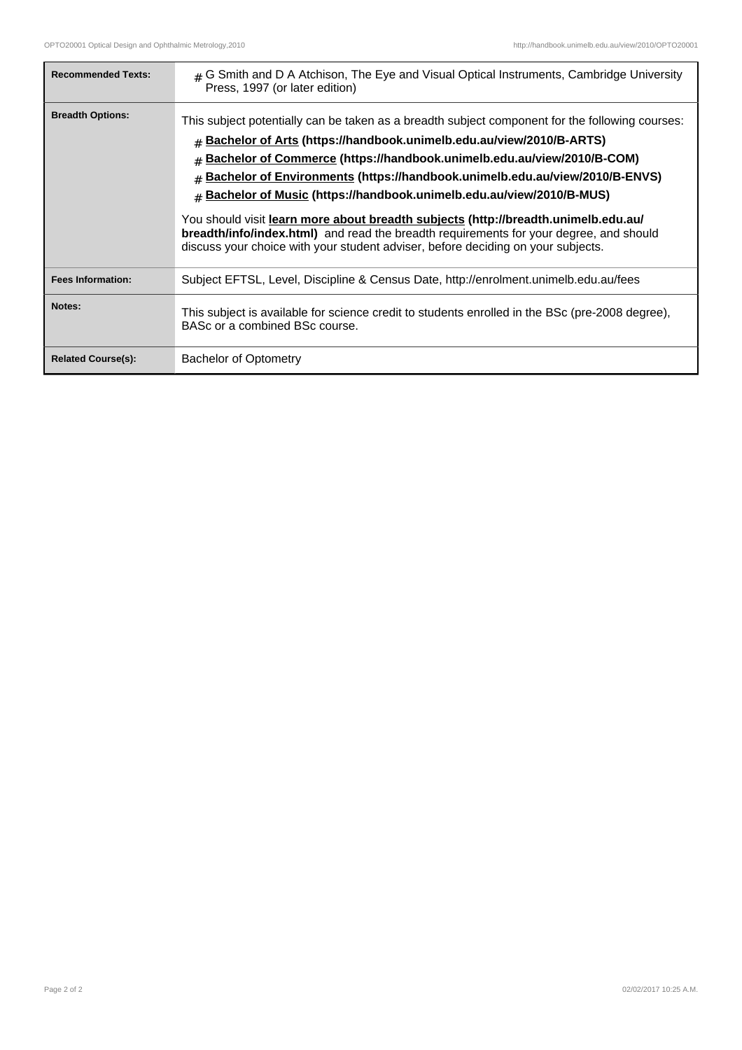| | |
|---|---|
| **Recommended Texts:** | # G Smith and D A Atchison, The Eye and Visual Optical Instruments, Cambridge University Press, 1997 (or later edition) |
| **Breadth Options:** | This subject potentially can be taken as a breadth subject component for the following courses:<br># **Bachelor of Arts (https://handbook.unimelb.edu.au/view/2010/B-ARTS)**<br># **Bachelor of Commerce (https://handbook.unimelb.edu.au/view/2010/B-COM)**<br># **Bachelor of Environments (https://handbook.unimelb.edu.au/view/2010/B-ENVS)**<br># **Bachelor of Music (https://handbook.unimelb.edu.au/view/2010/B-MUS)**<br><br>You should visit **learn more about breadth subjects (http://breadth.unimelb.edu.au/breadth/info/index.html)** and read the breadth requirements for your degree, and should discuss your choice with your student adviser, before deciding on your subjects. |
| **Fees Information:** | Subject EFTSL, Level, Discipline & Census Date, http://enrolment.unimelb.edu.au/fees |
| **Notes:** | This subject is available for science credit to students enrolled in the BSc (pre-2008 degree), BASc or a combined BSc course. |
| **Related Course(s):** | Bachelor of Optometry |